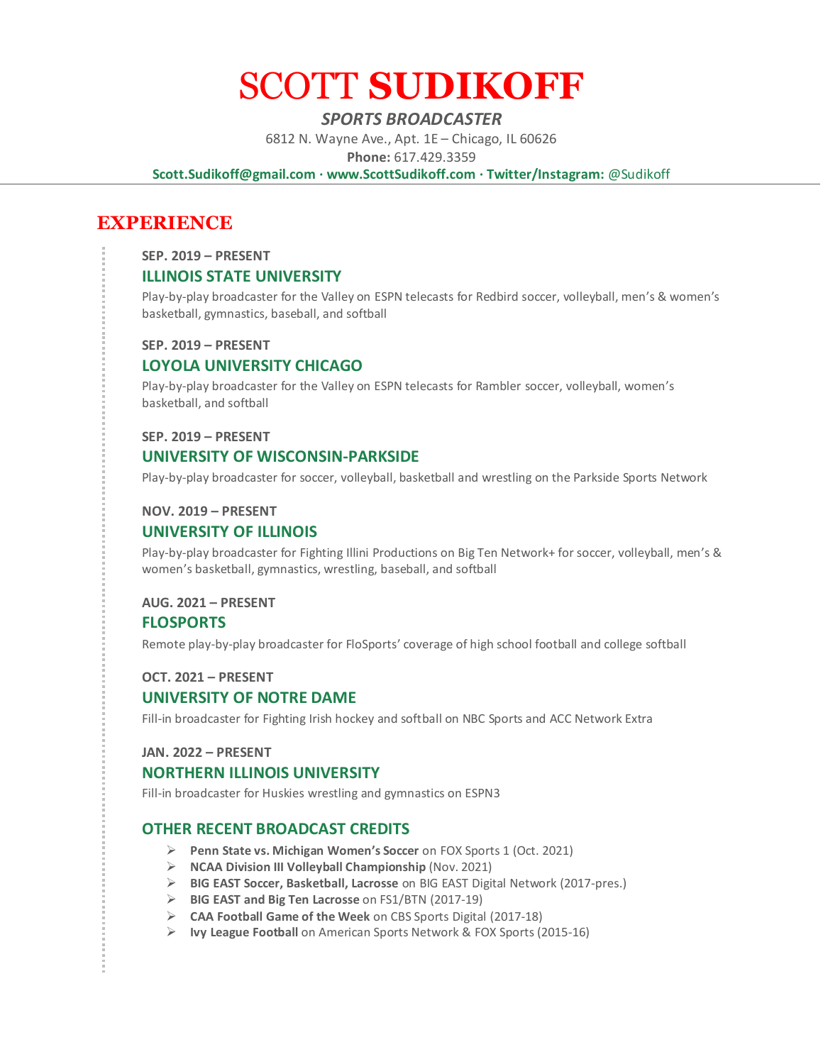# SCOTT **SUDIKOFF**

***SPORTS BROADCASTER***

6812 N. Wayne Ave., Apt. 1E – Chicago, IL 60626

**Phone:** 617.429.3359

**Scott.Sudikoff@gmail.com · www.ScottSudikoff.com · Twitter/Instagram:** @Sudikoff

## EXPERIENCE

**SEP. 2019 – PRESENT**

### ILLINOIS STATE UNIVERSITY

Play-by-play broadcaster for the Valley on ESPN telecasts for Redbird soccer, volleyball, men's & women's basketball, gymnastics, baseball, and softball

**SEP. 2019 – PRESENT**

### LOYOLA UNIVERSITY CHICAGO

Play-by-play broadcaster for the Valley on ESPN telecasts for Rambler soccer, volleyball, women's basketball, and softball

**SEP. 2019 – PRESENT**

### UNIVERSITY OF WISCONSIN-PARKSIDE

Play-by-play broadcaster for soccer, volleyball, basketball and wrestling on the Parkside Sports Network

**NOV. 2019 – PRESENT**

### UNIVERSITY OF ILLINOIS

Play-by-play broadcaster for Fighting Illini Productions on Big Ten Network+ for soccer, volleyball, men's & women's basketball, gymnastics, wrestling, baseball, and softball

**AUG. 2021 – PRESENT**

### FLOSPORTS

Remote play-by-play broadcaster for FloSports' coverage of high school football and college softball

**OCT. 2021 – PRESENT**

### UNIVERSITY OF NOTRE DAME

Fill-in broadcaster for Fighting Irish hockey and softball on NBC Sports and ACC Network Extra

**JAN. 2022 – PRESENT**

### NORTHERN ILLINOIS UNIVERSITY

Fill-in broadcaster for Huskies wrestling and gymnastics on ESPN3

### OTHER RECENT BROADCAST CREDITS

- **Penn State vs. Michigan Women's Soccer** on FOX Sports 1 (Oct. 2021)
- **NCAA Division III Volleyball Championship** (Nov. 2021)
- **BIG EAST Soccer, Basketball, Lacrosse** on BIG EAST Digital Network (2017-pres.)
- **BIG EAST and Big Ten Lacrosse** on FS1/BTN (2017-19)
- **CAA Football Game of the Week** on CBS Sports Digital (2017-18)
- **Ivy League Football** on American Sports Network & FOX Sports (2015-16)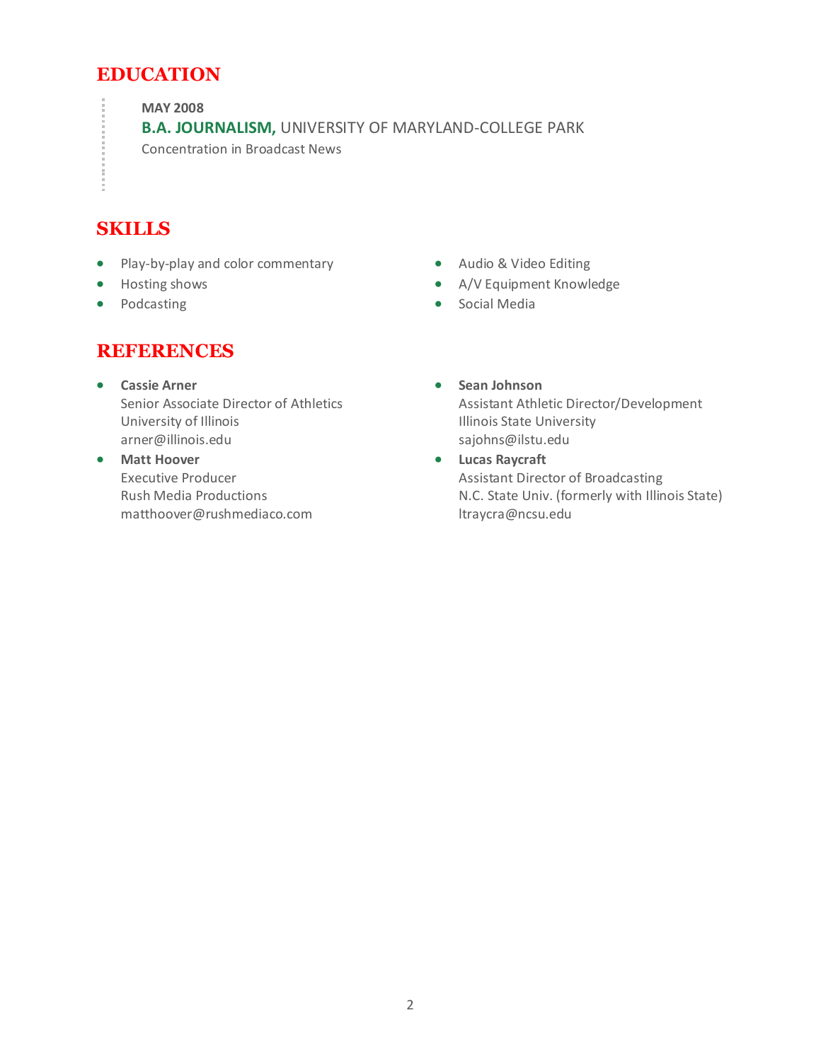## EDUCATION

**MAY 2008**

**B.A. JOURNALISM,** UNIVERSITY OF MARYLAND-COLLEGE PARK

Concentration in Broadcast News

## SKILLS

- Play-by-play and color commentary
- Hosting shows
- Podcasting
- Audio & Video Editing
- A/V Equipment Knowledge
- Social Media

## REFERENCES

- **Cassie Arner**
  Senior Associate Director of Athletics
  University of Illinois
  arner@illinois.edu
- **Matt Hoover**
  Executive Producer
  Rush Media Productions
  matthoover@rushmediaco.com
- **Sean Johnson**
  Assistant Athletic Director/Development
  Illinois State University
  sajohns@ilstu.edu
- **Lucas Raycraft**
  Assistant Director of Broadcasting
  N.C. State Univ. (formerly with Illinois State)
  ltraycra@ncsu.edu